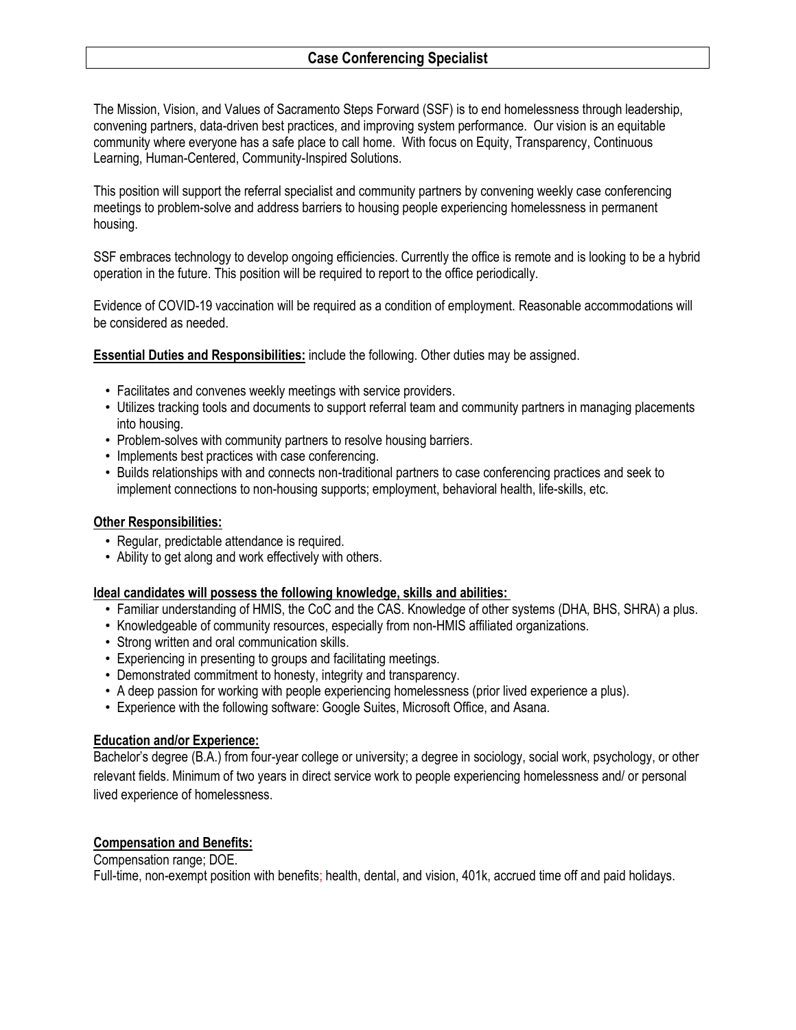# Case Conferencing Specialist

The Mission, Vision, and Values of Sacramento Steps Forward (SSF) is to end homelessness through leadership, convening partners, data-driven best practices, and improving system performance. Our vision is an equitable community where everyone has a safe place to call home. With focus on Equity, Transparency, Continuous Learning, Human-Centered, Community-Inspired Solutions.

This position will support the referral specialist and community partners by convening weekly case conferencing meetings to problem-solve and address barriers to housing people experiencing homelessness in permanent housing.

SSF embraces technology to develop ongoing efficiencies. Currently the office is remote and is looking to be a hybrid operation in the future. This position will be required to report to the office periodically.

Evidence of COVID-19 vaccination will be required as a condition of employment. Reasonable accommodations will be considered as needed.

**Essential Duties and Responsibilities:** include the following. Other duties may be assigned.

- Facilitates and convenes weekly meetings with service providers.
- Utilizes tracking tools and documents to support referral team and community partners in managing placements into housing.
- Problem-solves with community partners to resolve housing barriers.
- Implements best practices with case conferencing.
- Builds relationships with and connects non-traditional partners to case conferencing practices and seek to implement connections to non-housing supports; employment, behavioral health, life-skills, etc.

**Other Responsibilities:**

- Regular, predictable attendance is required.
- Ability to get along and work effectively with others.

**Ideal candidates will possess the following knowledge, skills and abilities:**

- Familiar understanding of HMIS, the CoC and the CAS. Knowledge of other systems (DHA, BHS, SHRA) a plus.
- Knowledgeable of community resources, especially from non-HMIS affiliated organizations.
- Strong written and oral communication skills.
- Experiencing in presenting to groups and facilitating meetings.
- Demonstrated commitment to honesty, integrity and transparency.
- A deep passion for working with people experiencing homelessness (prior lived experience a plus).
- Experience with the following software: Google Suites, Microsoft Office, and Asana.

**Education and/or Experience:**

Bachelor's degree (B.A.) from four-year college or university; a degree in sociology, social work, psychology, or other relevant fields. Minimum of two years in direct service work to people experiencing homelessness and/ or personal lived experience of homelessness.

**Compensation and Benefits:**

Compensation range; DOE.

Full-time, non-exempt position with benefits; health, dental, and vision, 401k, accrued time off and paid holidays.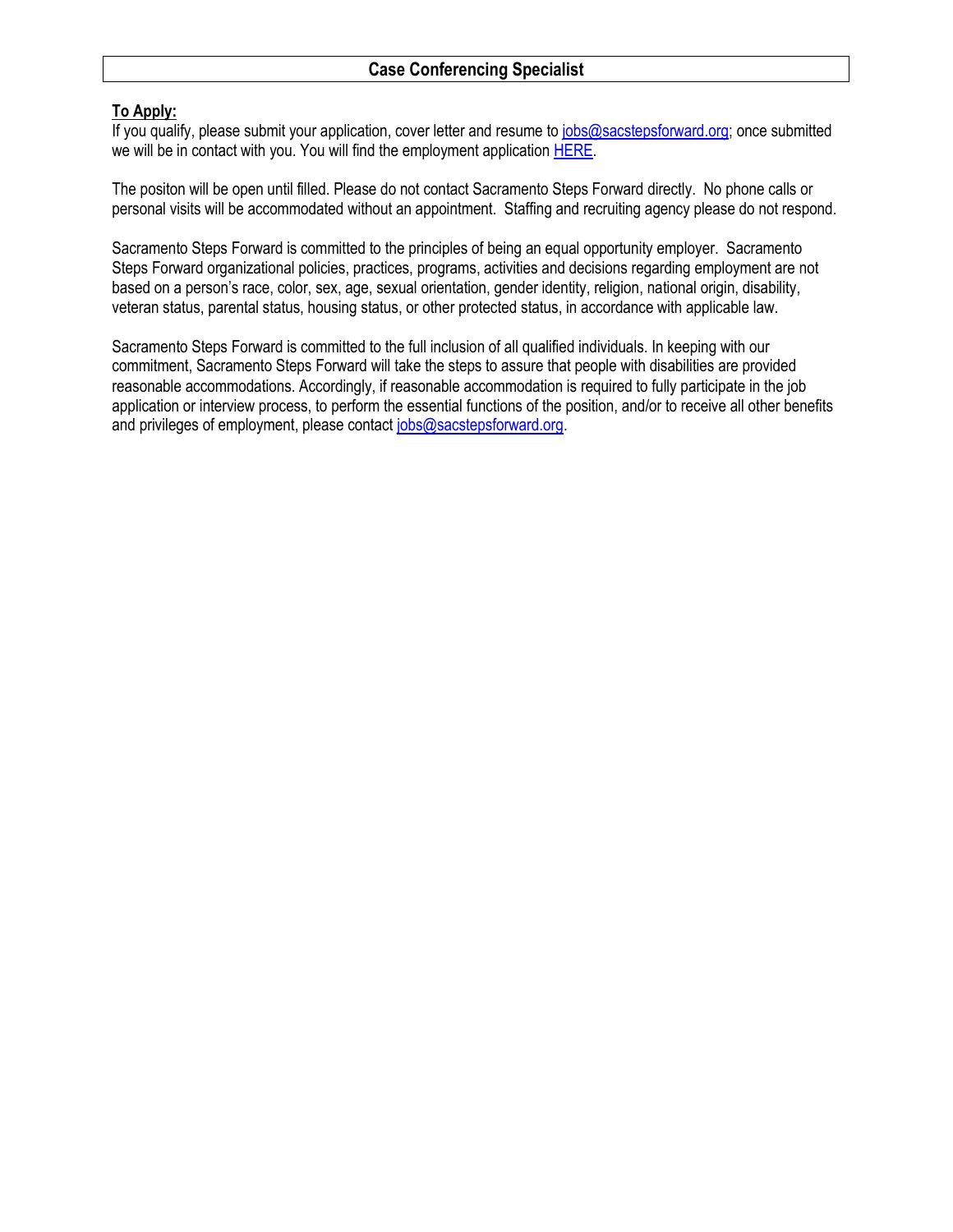## Case Conferencing Specialist

**To Apply:**
If you qualify, please submit your application, cover letter and resume to jobs@sacstepsforward.org; once submitted we will be in contact with you. You will find the employment application HERE.

The positon will be open until filled. Please do not contact Sacramento Steps Forward directly. No phone calls or personal visits will be accommodated without an appointment. Staffing and recruiting agency please do not respond.

Sacramento Steps Forward is committed to the principles of being an equal opportunity employer. Sacramento Steps Forward organizational policies, practices, programs, activities and decisions regarding employment are not based on a person's race, color, sex, age, sexual orientation, gender identity, religion, national origin, disability, veteran status, parental status, housing status, or other protected status, in accordance with applicable law.

Sacramento Steps Forward is committed to the full inclusion of all qualified individuals. In keeping with our commitment, Sacramento Steps Forward will take the steps to assure that people with disabilities are provided reasonable accommodations. Accordingly, if reasonable accommodation is required to fully participate in the job application or interview process, to perform the essential functions of the position, and/or to receive all other benefits and privileges of employment, please contact jobs@sacstepsforward.org.